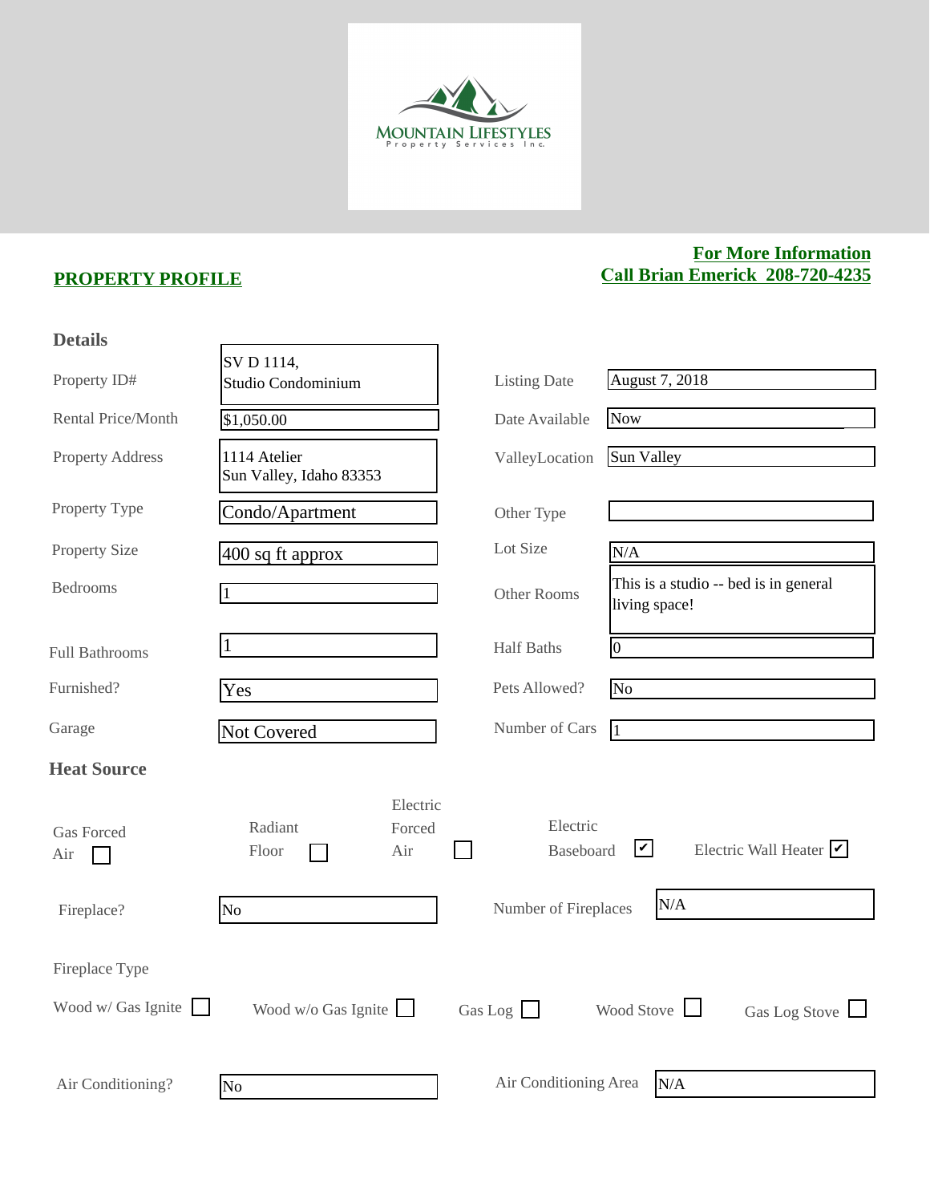MOUNTAIN LIFESTYLES
Property Services Inc.

## PROPERTY PROFILE

**For More Information**
**Call Brian Emerick 208-720-4235**

### Details

| Field | Value | Field | Value |
|---|---|---|---|
| Property ID# | SV D 1114, Studio Condominium | Listing Date | August 7, 2018 |
| Rental Price/Month | $1,050.00 | Date Available | Now |
| Property Address | 1114 Atelier Sun Valley, Idaho 83353 | ValleyLocation | Sun Valley |
| Property Type | Condo/Apartment | Other Type | |
| Property Size | 400 sq ft approx | Lot Size | N/A |
| Bedrooms | 1 | Other Rooms | This is a studio -- bed is in general living space! |
| Full Bathrooms | 1 | Half Baths | 0 |
| Furnished? | Yes | Pets Allowed? | No |
| Garage | Not Covered | Number of Cars | 1 |

### Heat Source

- [ ] Gas Forced Air
- [ ] Radiant Floor
- [ ] Electric Forced Air
- [x] Electric Baseboard
- [x] Electric Wall Heater

| Field | Value | Field | Value |
|---|---|---|---|
| Fireplace? | No | Number of Fireplaces | N/A |

Fireplace Type

- [ ] Wood w/ Gas Ignite
- [ ] Wood w/o Gas Ignite
- [ ] Gas Log
- [ ] Wood Stove
- [ ] Gas Log Stove

| Field | Value | Field | Value |
|---|---|---|---|
| Air Conditioning? | No | Air Conditioning Area | N/A |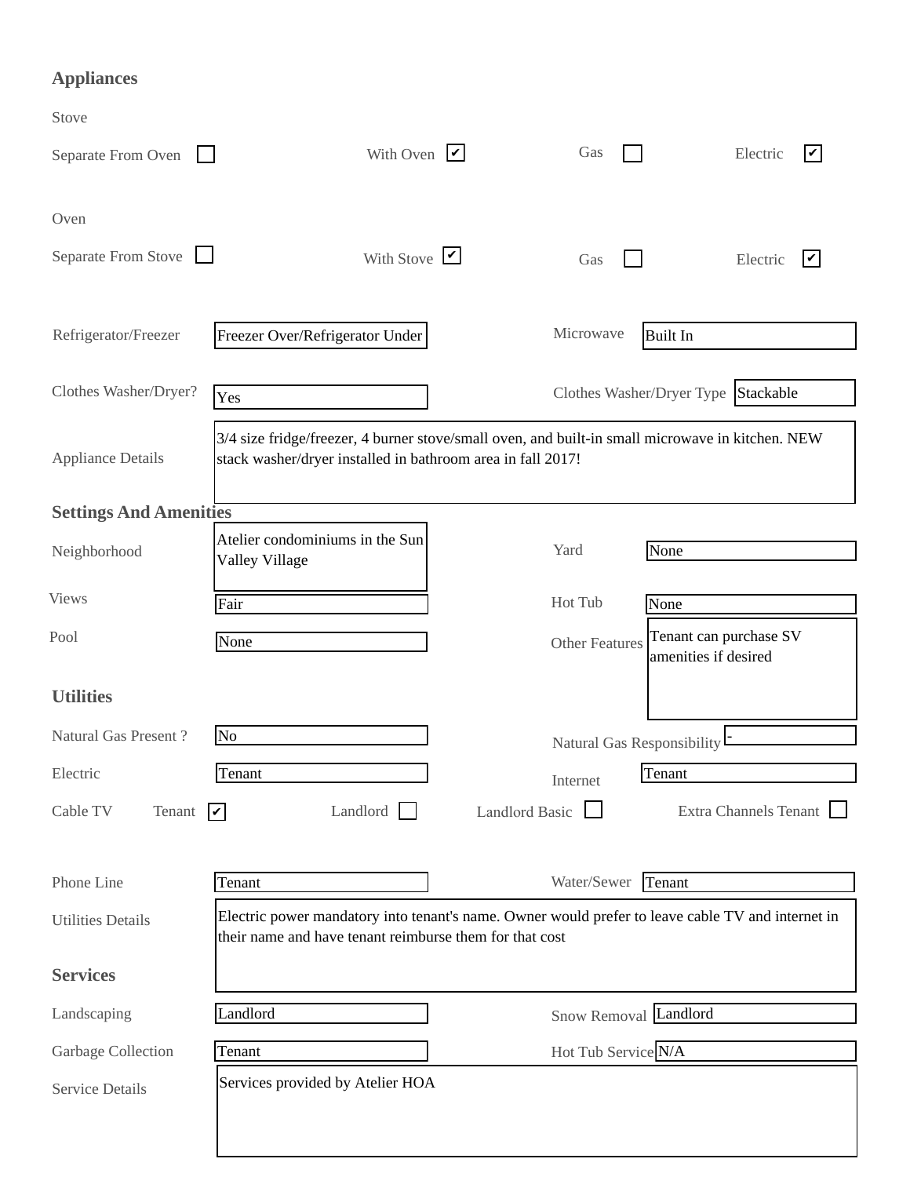## Appliances

### Stove

- Separate From Oven: ☐
- With Oven: ☑
- Gas: ☐
- Electric: ☑

### Oven

- Separate From Stove: ☐
- With Stove: ☑
- Gas: ☐
- Electric: ☑

**Refrigerator/Freezer:** Freezer Over/Refrigerator Under

**Microwave:** Built In

**Clothes Washer/Dryer?:** Yes

**Clothes Washer/Dryer Type:** Stackable

**Appliance Details:** 3/4 size fridge/freezer, 4 burner stove/small oven, and built-in small microwave in kitchen. NEW stack washer/dryer installed in bathroom area in fall 2017!

## Settings And Amenities

**Neighborhood:** Atelier condominiums in the Sun Valley Village

**Yard:** None

**Views:** Fair

**Hot Tub:** None

**Pool:** None

**Other Features:** Tenant can purchase SV amenities if desired

## Utilities

**Natural Gas Present ?:** No

**Natural Gas Responsibility:** -

**Electric:** Tenant

**Internet:** Tenant

**Cable TV:**
- Tenant: ☑
- Landlord: ☐
- Landlord Basic: ☐
- Extra Channels Tenant: ☐

**Phone Line:** Tenant

**Water/Sewer:** Tenant

**Utilities Details:** Electric power mandatory into tenant's name. Owner would prefer to leave cable TV and internet in their name and have tenant reimburse them for that cost

## Services

**Landscaping:** Landlord

**Snow Removal:** Landlord

**Garbage Collection:** Tenant

**Hot Tub Service:** N/A

**Service Details:** Services provided by Atelier HOA